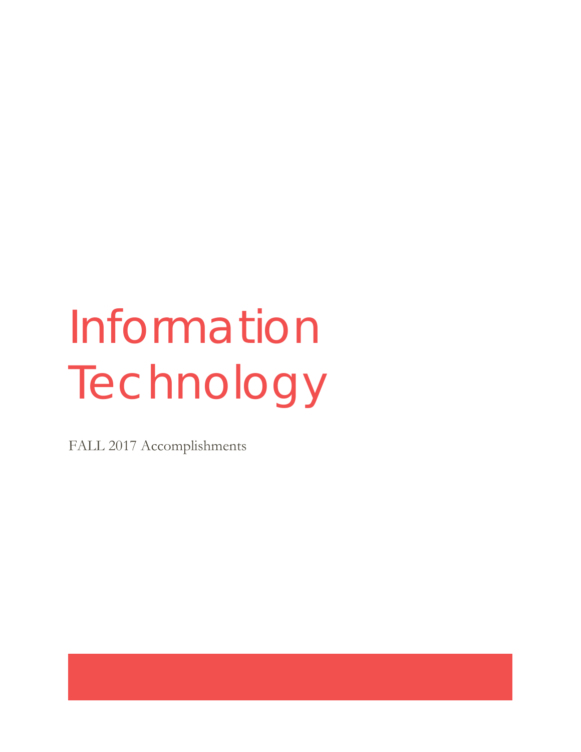# Information Technology

FALL 2017 Accomplishments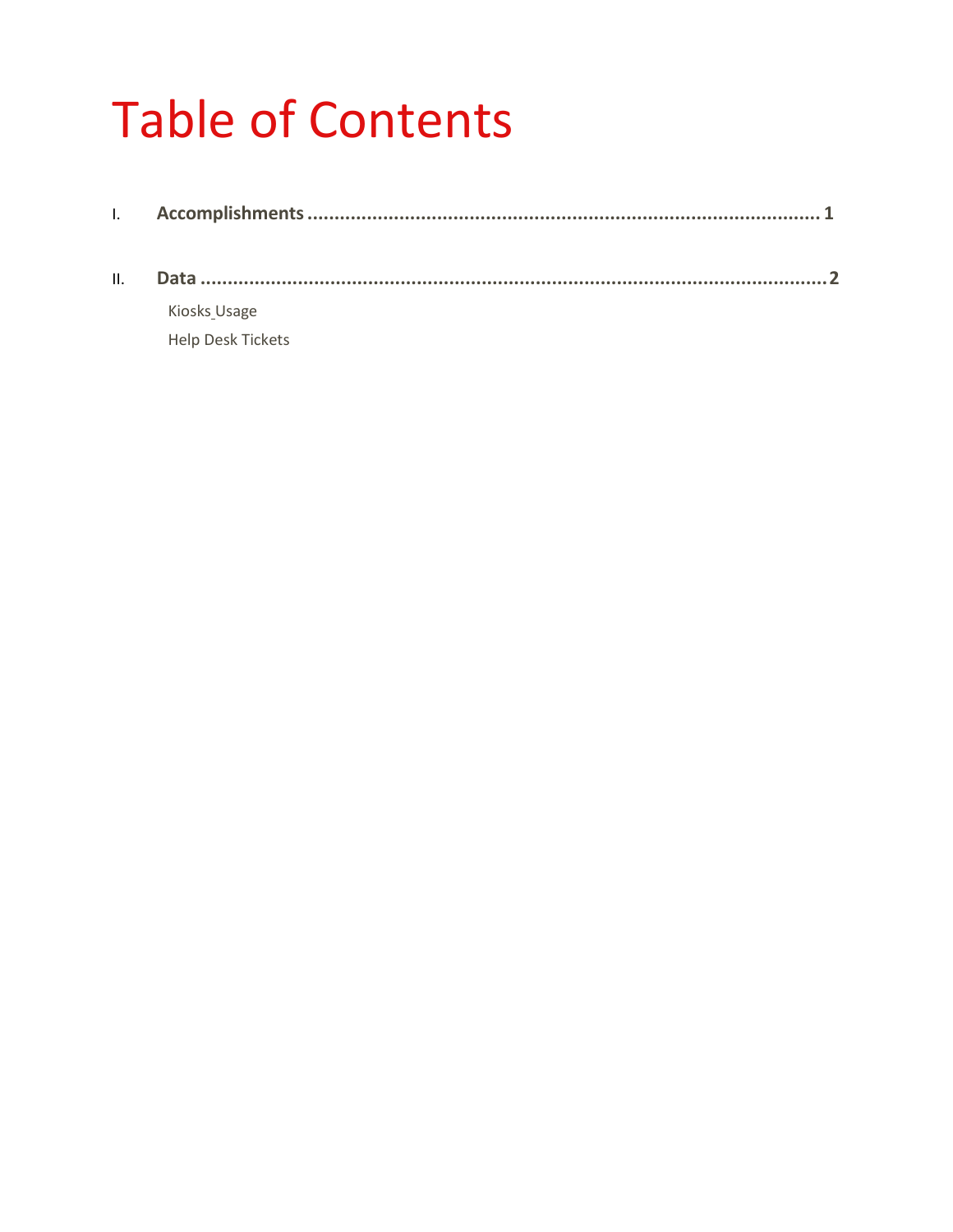# Table of Contents

I. **Accomplishments** ........................................................................................ **1**

II. **Data** ........................................................................................................ **2**

- Kiosks Usage
- Help Desk Tickets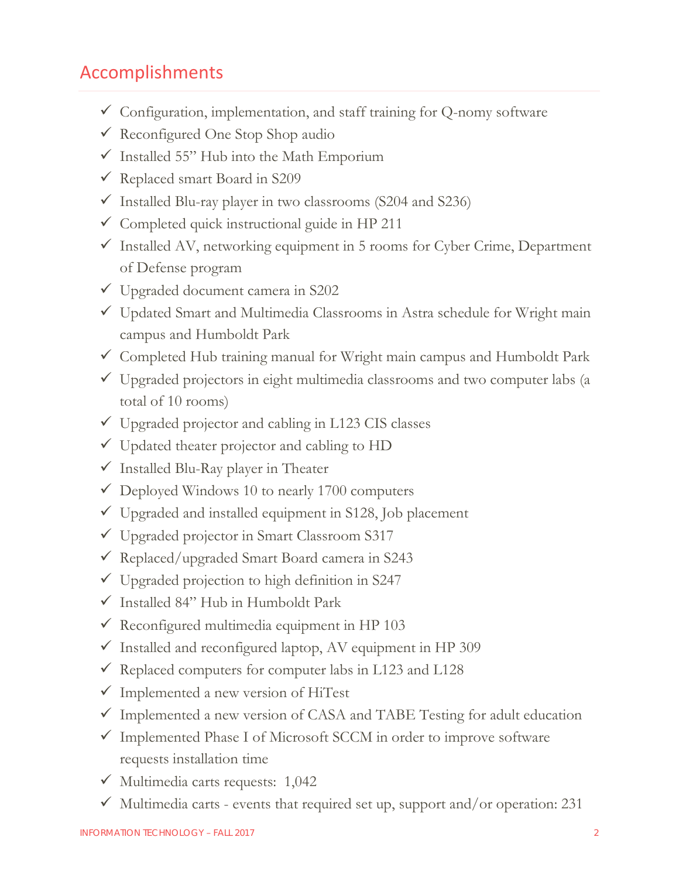## Accomplishments

- ✓ Configuration, implementation, and staff training for Q-nomy software
- ✓ Reconfigured One Stop Shop audio
- ✓ Installed 55" Hub into the Math Emporium
- ✓ Replaced smart Board in S209
- ✓ Installed Blu-ray player in two classrooms (S204 and S236)
- ✓ Completed quick instructional guide in HP 211
- ✓ Installed AV, networking equipment in 5 rooms for Cyber Crime, Department of Defense program
- ✓ Upgraded document camera in S202
- ✓ Updated Smart and Multimedia Classrooms in Astra schedule for Wright main campus and Humboldt Park
- ✓ Completed Hub training manual for Wright main campus and Humboldt Park
- ✓ Upgraded projectors in eight multimedia classrooms and two computer labs (a total of 10 rooms)
- ✓ Upgraded projector and cabling in L123 CIS classes
- ✓ Updated theater projector and cabling to HD
- ✓ Installed Blu-Ray player in Theater
- ✓ Deployed Windows 10 to nearly 1700 computers
- ✓ Upgraded and installed equipment in S128, Job placement
- ✓ Upgraded projector in Smart Classroom S317
- ✓ Replaced/upgraded Smart Board camera in S243
- ✓ Upgraded projection to high definition in S247
- ✓ Installed 84" Hub in Humboldt Park
- ✓ Reconfigured multimedia equipment in HP 103
- ✓ Installed and reconfigured laptop, AV equipment in HP 309
- ✓ Replaced computers for computer labs in L123 and L128
- ✓ Implemented a new version of HiTest
- ✓ Implemented a new version of CASA and TABE Testing for adult education
- ✓ Implemented Phase I of Microsoft SCCM in order to improve software requests installation time
- ✓ Multimedia carts requests: 1,042
- ✓ Multimedia carts - events that required set up, support and/or operation: 231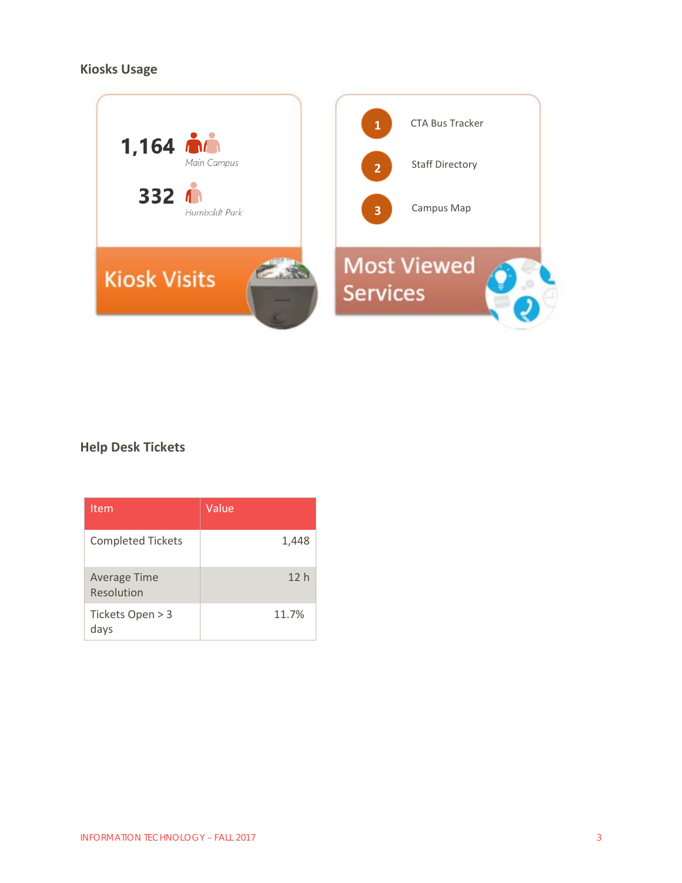## Kiosks Usage

**1,164** *Main Campus*

**332** *Humboldt Park*

**Kiosk Visits**

1. CTA Bus Tracker
2. Staff Directory
3. Campus Map

**Most Viewed Services**

## Help Desk Tickets

| Item | Value |
| --- | --- |
| Completed Tickets | 1,448 |
| Average Time Resolution | 12 h |
| Tickets Open > 3 days | 11.7% |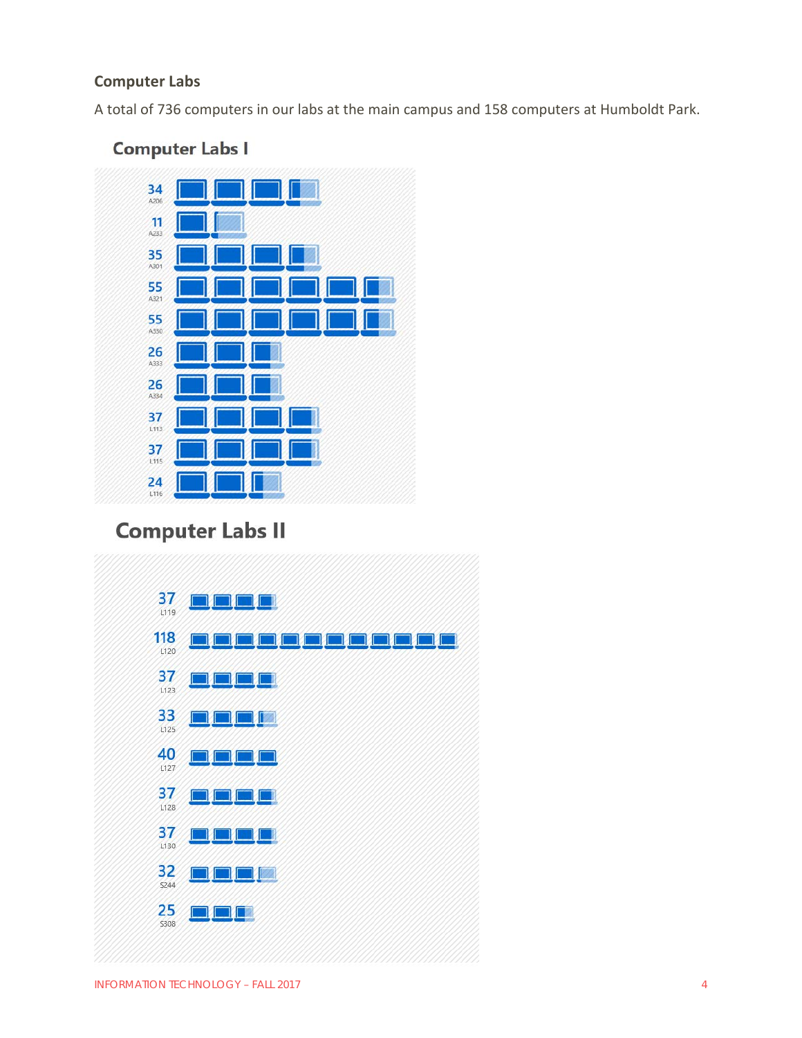### Computer Labs

A total of 736 computers in our labs at the main campus and 158 computers at Humboldt Park.

## Computer Labs I

| Computers | Lab |
| --- | --- |
| 34 | A206 |
| 11 | A233 |
| 35 | A301 |
| 55 | A321 |
| 55 | A330 |
| 26 | A333 |
| 26 | A334 |
| 37 | L113 |
| 37 | L115 |
| 24 | L116 |

## Computer Labs II

| Computers | Lab |
| --- | --- |
| 37 | L119 |
| 118 | L120 |
| 37 | L123 |
| 33 | L125 |
| 40 | L127 |
| 37 | L128 |
| 37 | L130 |
| 32 | S244 |
| 25 | S308 |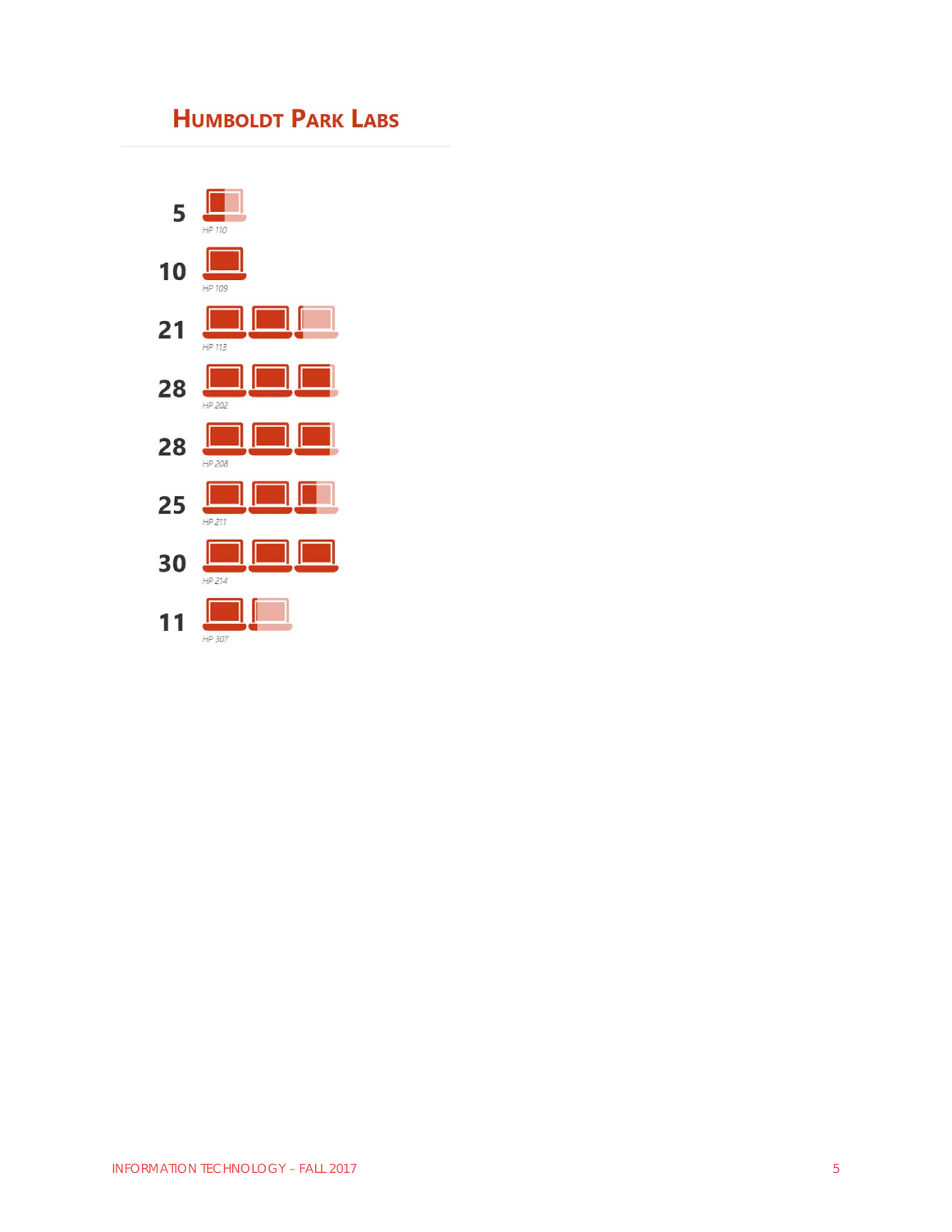## Humboldt Park Labs

5
HP 110

10
HP 109

21
HP 113

28
HP 202

28
HP 208

25
HP 211

30
HP 214

11
HP 307